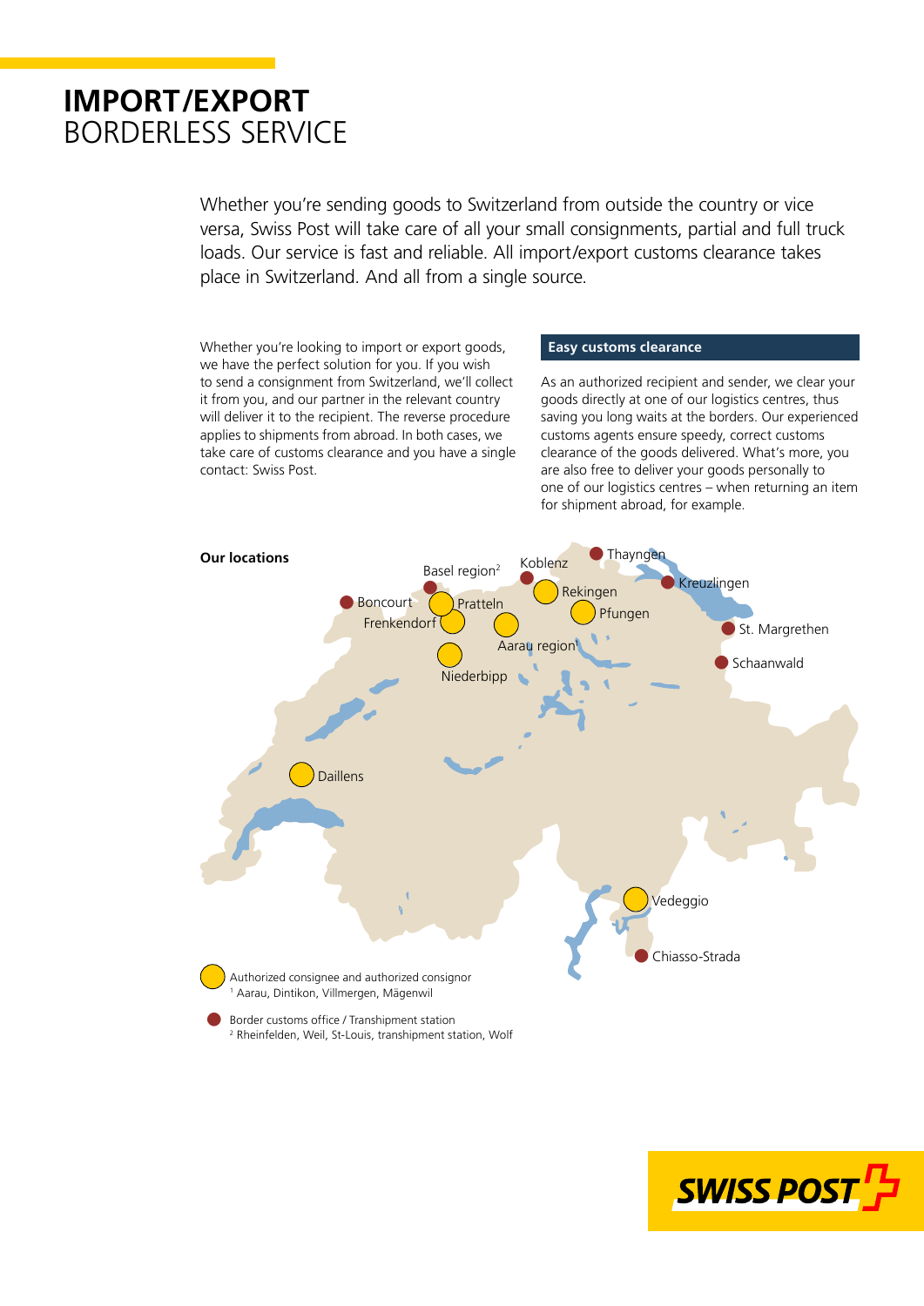# IMPORT/EXPORT
## BORDERLESS SERVICE

Whether you're sending goods to Switzerland from outside the country or vice versa, Swiss Post will take care of all your small consignments, partial and full truck loads. Our service is fast and reliable. All import/export customs clearance takes place in Switzerland. And all from a single source.

Whether you're looking to import or export goods, we have the perfect solution for you. If you wish to send a consignment from Switzerland, we'll collect it from you, and our partner in the relevant country will deliver it to the recipient. The reverse procedure applies to shipments from abroad. In both cases, we take care of customs clearance and you have a single contact: Swiss Post.

### Easy customs clearance

As an authorized recipient and sender, we clear your goods directly at one of our logistics centres, thus saving you long waits at the borders. Our experienced customs agents ensure speedy, correct customs clearance of the goods delivered. What's more, you are also free to deliver your goods personally to one of our logistics centres – when returning an item for shipment abroad, for example.

**Our locations**

Basel region[2], Koblenz, Thayngen, Kreuzlingen, Boncourt, Pratteln, Rekingen, Frenkendorf, Pfungen, St. Margrethen, Aarau region[1], Niederbipp, Schaanwald, Daillens, Vedeggio, Chiasso-Strada

Authorized consignee and authorized consignor
[1] Aarau, Dintikon, Villmergen, Mägenwil

Border customs office / Transhipment station
[2] Rheinfelden, Weil, St-Louis, transhipment station, Wolf

SWISS POST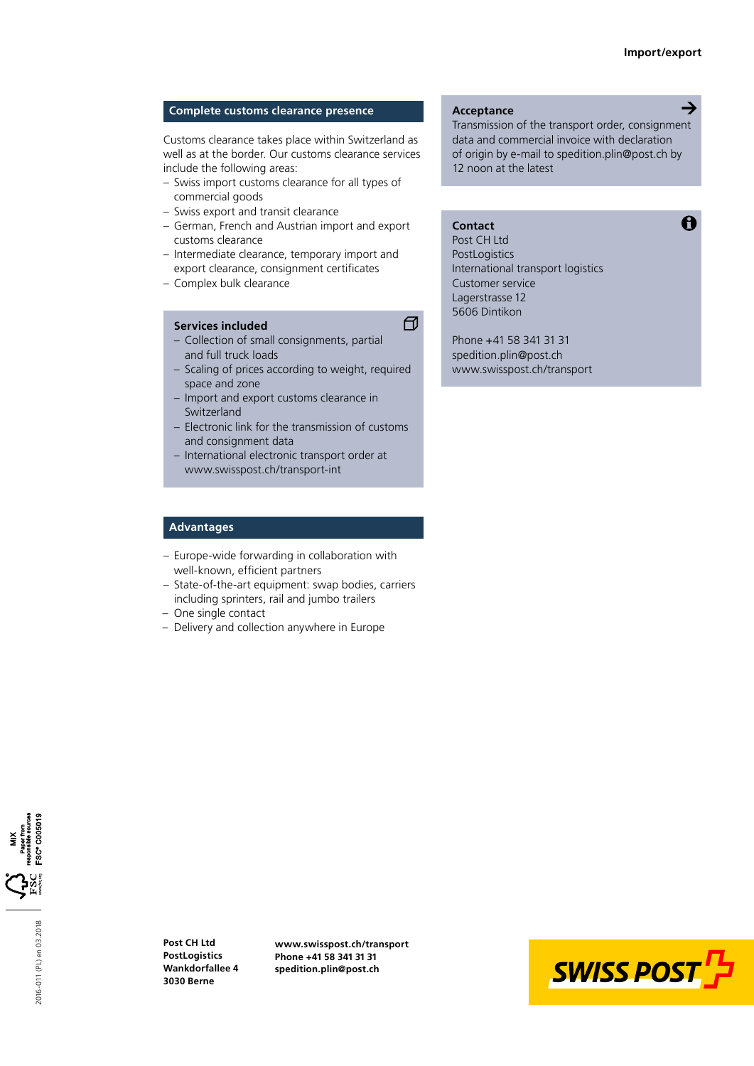## Complete customs clearance presence

Customs clearance takes place within Switzerland as well as at the border. Our customs clearance services include the following areas:

- Swiss import customs clearance for all types of commercial goods
- Swiss export and transit clearance
- German, French and Austrian import and export customs clearance
- Intermediate clearance, temporary import and export clearance, consignment certificates
- Complex bulk clearance

### Services included

- Collection of small consignments, partial and full truck loads
- Scaling of prices according to weight, required space and zone
- Import and export customs clearance in Switzerland
- Electronic link for the transmission of customs and consignment data
- International electronic transport order at www.swisspost.ch/transport-int

## Advantages

- Europe-wide forwarding in collaboration with well-known, efficient partners
- State-of-the-art equipment: swap bodies, carriers including sprinters, rail and jumbo trailers
- One single contact
- Delivery and collection anywhere in Europe

### Acceptance

Transmission of the transport order, consignment data and commercial invoice with declaration of origin by e-mail to spedition.plin@post.ch by 12 noon at the latest

### Contact

Post CH Ltd
PostLogistics
International transport logistics
Customer service
Lagerstrasse 12
5606 Dintikon

Phone +41 58 341 31 31
spedition.plin@post.ch
www.swisspost.ch/transport

**Post CH Ltd**
**PostLogistics**
**Wankdorfallee 4**
**3030 Berne**

**www.swisspost.ch/transport**
**Phone +41 58 341 31 31**
**spedition.plin@post.ch**

SWISS POST

2016-011 (PL) en 03.2018